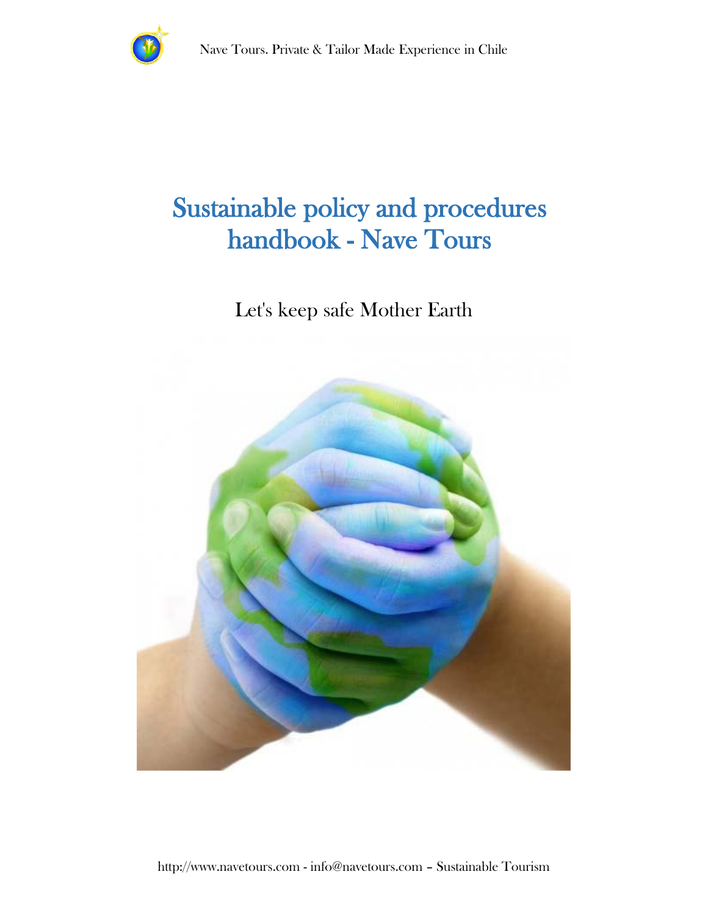# Sustainable policy and procedures handbook - Nave Tours

Let's keep safe Mother Earth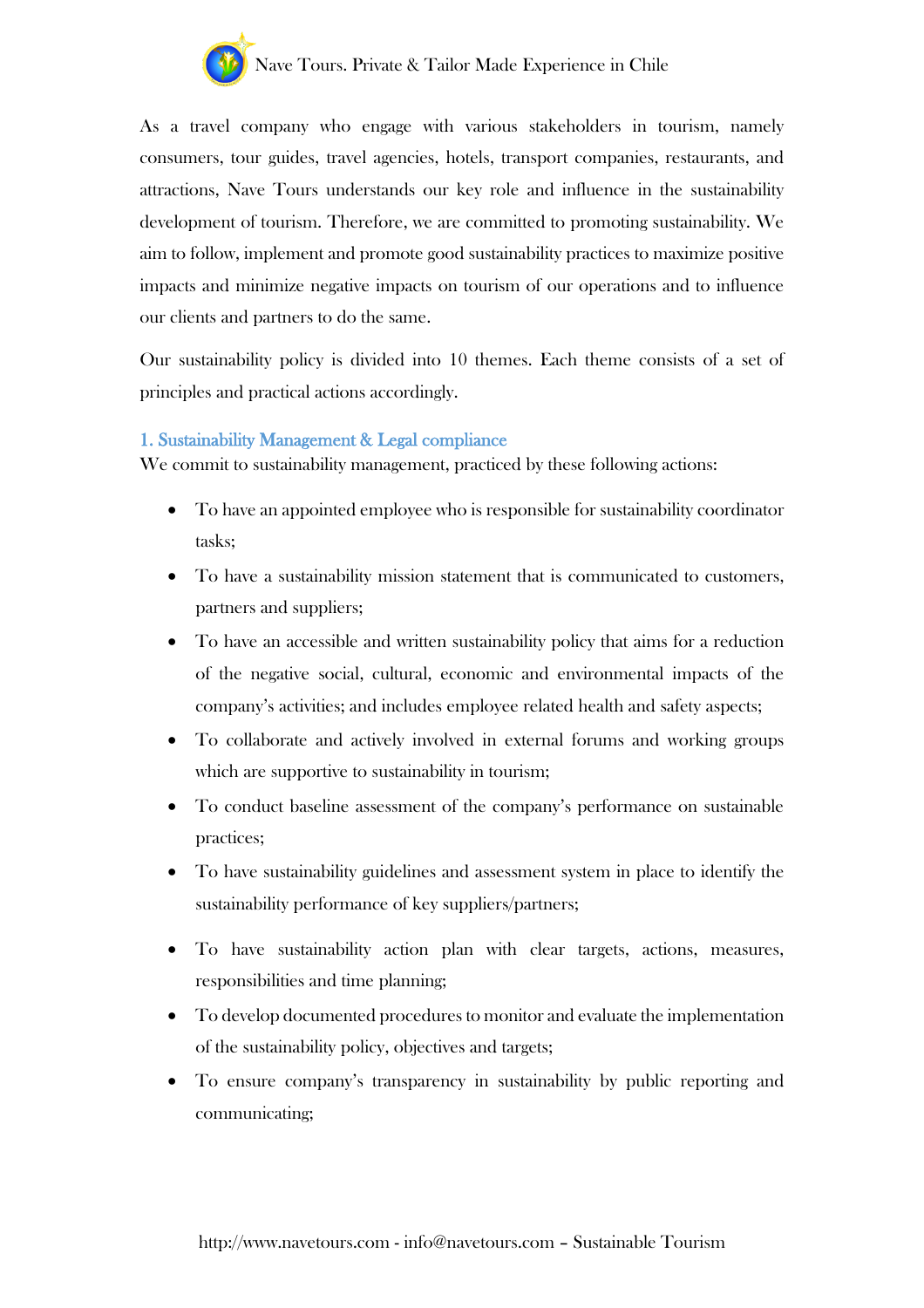As a travel company who engage with various stakeholders in tourism, namely consumers, tour guides, travel agencies, hotels, transport companies, restaurants, and attractions, Nave Tours understands our key role and influence in the sustainability development of tourism. Therefore, we are committed to promoting sustainability. We aim to follow, implement and promote good sustainability practices to maximize positive impacts and minimize negative impacts on tourism of our operations and to influence our clients and partners to do the same.

Our sustainability policy is divided into 10 themes. Each theme consists of a set of principles and practical actions accordingly.

## 1. Sustainability Management & Legal compliance

We commit to sustainability management, practiced by these following actions:

- To have an appointed employee who is responsible for sustainability coordinator tasks;
- To have a sustainability mission statement that is communicated to customers, partners and suppliers;
- To have an accessible and written sustainability policy that aims for a reduction of the negative social, cultural, economic and environmental impacts of the company's activities; and includes employee related health and safety aspects;
- To collaborate and actively involved in external forums and working groups which are supportive to sustainability in tourism;
- To conduct baseline assessment of the company's performance on sustainable practices;
- To have sustainability guidelines and assessment system in place to identify the sustainability performance of key suppliers/partners;
- To have sustainability action plan with clear targets, actions, measures, responsibilities and time planning;
- To develop documented procedures to monitor and evaluate the implementation of the sustainability policy, objectives and targets;
- To ensure company's transparency in sustainability by public reporting and communicating;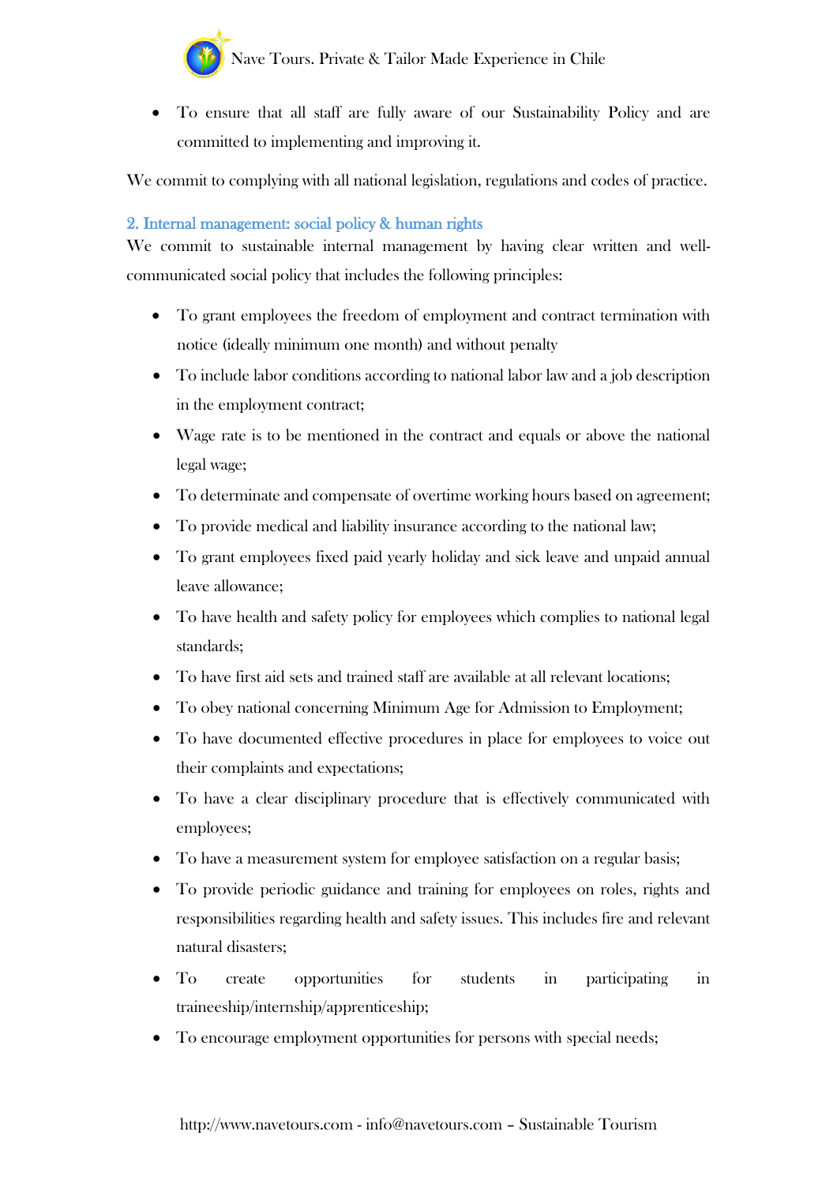- To ensure that all staff are fully aware of our Sustainability Policy and are committed to implementing and improving it.

We commit to complying with all national legislation, regulations and codes of practice.

## 2. Internal management: social policy & human rights

We commit to sustainable internal management by having clear written and well-communicated social policy that includes the following principles:

- To grant employees the freedom of employment and contract termination with notice (ideally minimum one month) and without penalty
- To include labor conditions according to national labor law and a job description in the employment contract;
- Wage rate is to be mentioned in the contract and equals or above the national legal wage;
- To determinate and compensate of overtime working hours based on agreement;
- To provide medical and liability insurance according to the national law;
- To grant employees fixed paid yearly holiday and sick leave and unpaid annual leave allowance;
- To have health and safety policy for employees which complies to national legal standards;
- To have first aid sets and trained staff are available at all relevant locations;
- To obey national concerning Minimum Age for Admission to Employment;
- To have documented effective procedures in place for employees to voice out their complaints and expectations;
- To have a clear disciplinary procedure that is effectively communicated with employees;
- To have a measurement system for employee satisfaction on a regular basis;
- To provide periodic guidance and training for employees on roles, rights and responsibilities regarding health and safety issues. This includes fire and relevant natural disasters;
- To create opportunities for students in participating in traineeship/internship/apprenticeship;
- To encourage employment opportunities for persons with special needs;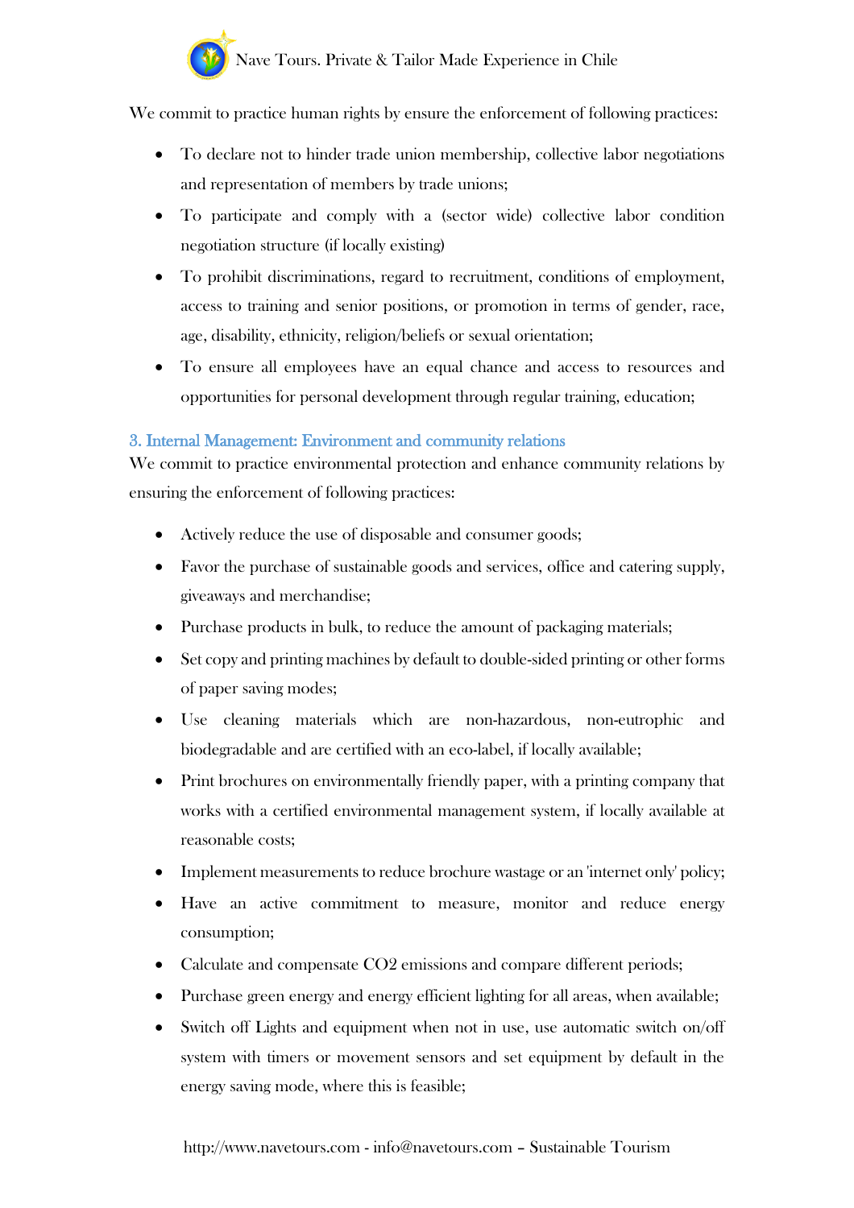We commit to practice human rights by ensure the enforcement of following practices:

- To declare not to hinder trade union membership, collective labor negotiations and representation of members by trade unions;
- To participate and comply with a (sector wide) collective labor condition negotiation structure (if locally existing)
- To prohibit discriminations, regard to recruitment, conditions of employment, access to training and senior positions, or promotion in terms of gender, race, age, disability, ethnicity, religion/beliefs or sexual orientation;
- To ensure all employees have an equal chance and access to resources and opportunities for personal development through regular training, education;

### 3. Internal Management: Environment and community relations

We commit to practice environmental protection and enhance community relations by ensuring the enforcement of following practices:

- Actively reduce the use of disposable and consumer goods;
- Favor the purchase of sustainable goods and services, office and catering supply, giveaways and merchandise;
- Purchase products in bulk, to reduce the amount of packaging materials;
- Set copy and printing machines by default to double-sided printing or other forms of paper saving modes;
- Use cleaning materials which are non-hazardous, non-eutrophic and biodegradable and are certified with an eco-label, if locally available;
- Print brochures on environmentally friendly paper, with a printing company that works with a certified environmental management system, if locally available at reasonable costs;
- Implement measurements to reduce brochure wastage or an 'internet only' policy;
- Have an active commitment to measure, monitor and reduce energy consumption;
- Calculate and compensate $CO_2$ emissions and compare different periods;
- Purchase green energy and energy efficient lighting for all areas, when available;
- Switch off Lights and equipment when not in use, use automatic switch on/off system with timers or movement sensors and set equipment by default in the energy saving mode, where this is feasible;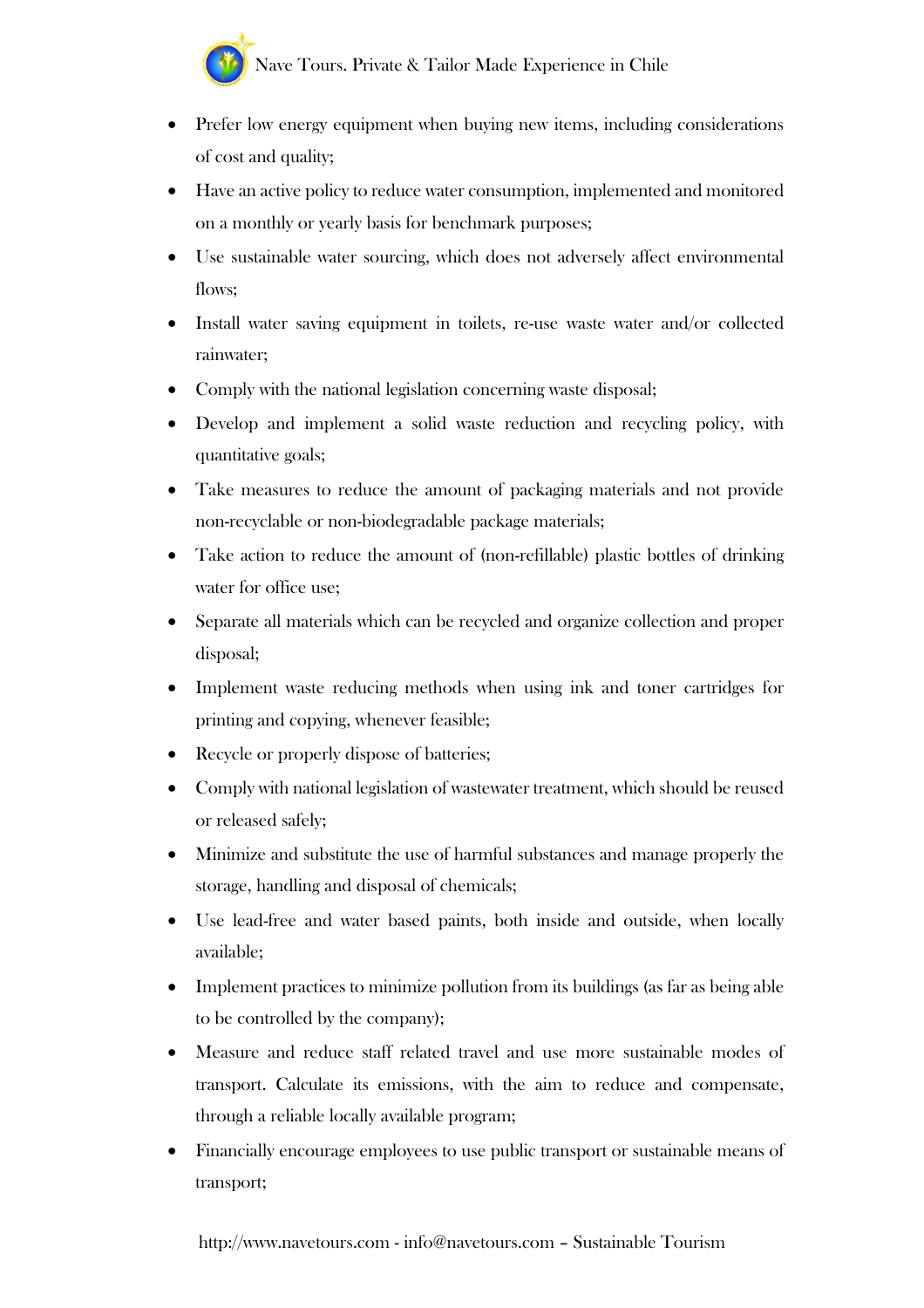- Prefer low energy equipment when buying new items, including considerations of cost and quality;
- Have an active policy to reduce water consumption, implemented and monitored on a monthly or yearly basis for benchmark purposes;
- Use sustainable water sourcing, which does not adversely affect environmental flows;
- Install water saving equipment in toilets, re-use waste water and/or collected rainwater;
- Comply with the national legislation concerning waste disposal;
- Develop and implement a solid waste reduction and recycling policy, with quantitative goals;
- Take measures to reduce the amount of packaging materials and not provide non-recyclable or non-biodegradable package materials;
- Take action to reduce the amount of (non-refillable) plastic bottles of drinking water for office use;
- Separate all materials which can be recycled and organize collection and proper disposal;
- Implement waste reducing methods when using ink and toner cartridges for printing and copying, whenever feasible;
- Recycle or properly dispose of batteries;
- Comply with national legislation of wastewater treatment, which should be reused or released safely;
- Minimize and substitute the use of harmful substances and manage properly the storage, handling and disposal of chemicals;
- Use lead-free and water based paints, both inside and outside, when locally available;
- Implement practices to minimize pollution from its buildings (as far as being able to be controlled by the company);
- Measure and reduce staff related travel and use more sustainable modes of transport. Calculate its emissions, with the aim to reduce and compensate, through a reliable locally available program;
- Financially encourage employees to use public transport or sustainable means of transport;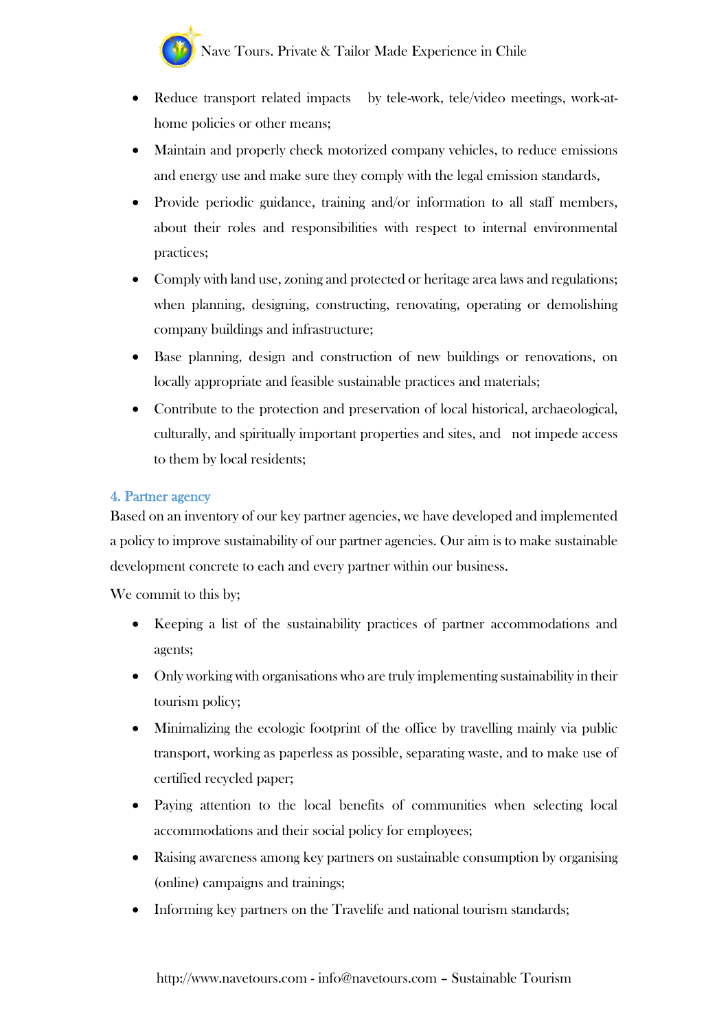- Reduce transport related impacts by tele-work, tele/video meetings, work-at-home policies or other means;
- Maintain and properly check motorized company vehicles, to reduce emissions and energy use and make sure they comply with the legal emission standards,
- Provide periodic guidance, training and/or information to all staff members, about their roles and responsibilities with respect to internal environmental practices;
- Comply with land use, zoning and protected or heritage area laws and regulations; when planning, designing, constructing, renovating, operating or demolishing company buildings and infrastructure;
- Base planning, design and construction of new buildings or renovations, on locally appropriate and feasible sustainable practices and materials;
- Contribute to the protection and preservation of local historical, archaeological, culturally, and spiritually important properties and sites, and not impede access to them by local residents;

## 4. Partner agency

Based on an inventory of our key partner agencies, we have developed and implemented a policy to improve sustainability of our partner agencies. Our aim is to make sustainable development concrete to each and every partner within our business.

We commit to this by;

- Keeping a list of the sustainability practices of partner accommodations and agents;
- Only working with organisations who are truly implementing sustainability in their tourism policy;
- Minimalizing the ecologic footprint of the office by travelling mainly via public transport, working as paperless as possible, separating waste, and to make use of certified recycled paper;
- Paying attention to the local benefits of communities when selecting local accommodations and their social policy for employees;
- Raising awareness among key partners on sustainable consumption by organising (online) campaigns and trainings;
- Informing key partners on the Travelife and national tourism standards;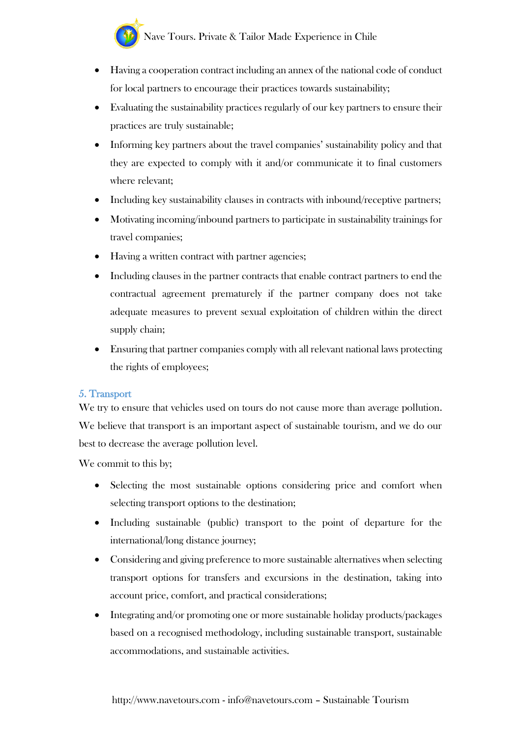- Having a cooperation contract including an annex of the national code of conduct for local partners to encourage their practices towards sustainability;
- Evaluating the sustainability practices regularly of our key partners to ensure their practices are truly sustainable;
- Informing key partners about the travel companies' sustainability policy and that they are expected to comply with it and/or communicate it to final customers where relevant;
- Including key sustainability clauses in contracts with inbound/receptive partners;
- Motivating incoming/inbound partners to participate in sustainability trainings for travel companies;
- Having a written contract with partner agencies;
- Including clauses in the partner contracts that enable contract partners to end the contractual agreement prematurely if the partner company does not take adequate measures to prevent sexual exploitation of children within the direct supply chain;
- Ensuring that partner companies comply with all relevant national laws protecting the rights of employees;

## 5. Transport

We try to ensure that vehicles used on tours do not cause more than average pollution. We believe that transport is an important aspect of sustainable tourism, and we do our best to decrease the average pollution level.

We commit to this by;

- Selecting the most sustainable options considering price and comfort when selecting transport options to the destination;
- Including sustainable (public) transport to the point of departure for the international/long distance journey;
- Considering and giving preference to more sustainable alternatives when selecting transport options for transfers and excursions in the destination, taking into account price, comfort, and practical considerations;
- Integrating and/or promoting one or more sustainable holiday products/packages based on a recognised methodology, including sustainable transport, sustainable accommodations, and sustainable activities.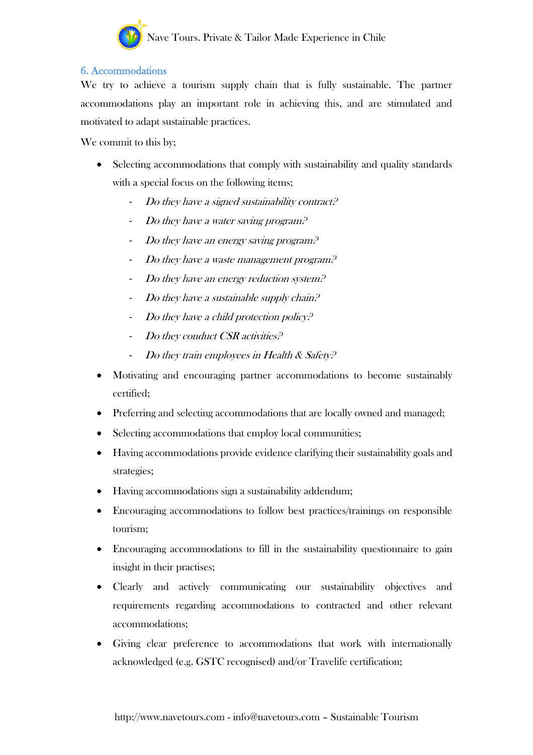## 6. Accommodations

We try to achieve a tourism supply chain that is fully sustainable. The partner accommodations play an important role in achieving this, and are stimulated and motivated to adapt sustainable practices.

We commit to this by;

- Selecting accommodations that comply with sustainability and quality standards with a special focus on the following items;
  - *Do they have a signed sustainability contract?*
  - *Do they have a water saving program?*
  - *Do they have an energy saving program?*
  - *Do they have a waste management program?*
  - *Do they have an energy reduction system?*
  - *Do they have a sustainable supply chain?*
  - *Do they have a child protection policy?*
  - *Do they conduct CSR activities?*
  - *Do they train employees in Health & Safety?*
- Motivating and encouraging partner accommodations to become sustainably certified;
- Preferring and selecting accommodations that are locally owned and managed;
- Selecting accommodations that employ local communities;
- Having accommodations provide evidence clarifying their sustainability goals and strategies;
- Having accommodations sign a sustainability addendum;
- Encouraging accommodations to follow best practices/trainings on responsible tourism;
- Encouraging accommodations to fill in the sustainability questionnaire to gain insight in their practises;
- Clearly and actively communicating our sustainability objectives and requirements regarding accommodations to contracted and other relevant accommodations;
- Giving clear preference to accommodations that work with internationally acknowledged (e.g. GSTC recognised) and/or Travelife certification;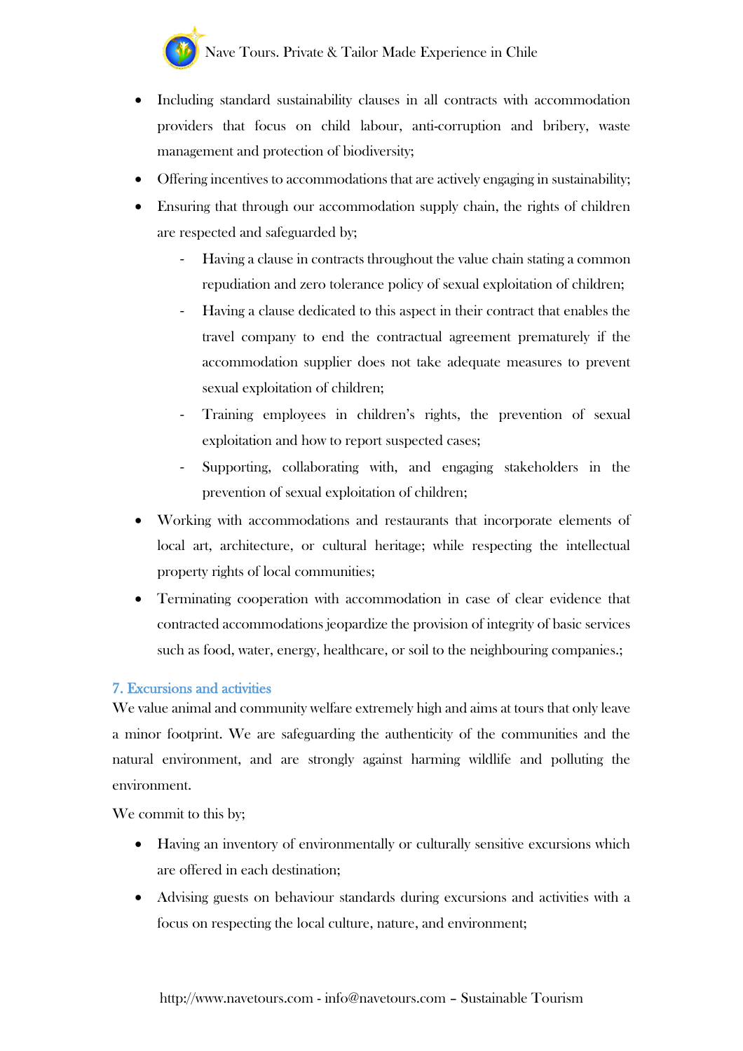- Including standard sustainability clauses in all contracts with accommodation providers that focus on child labour, anti-corruption and bribery, waste management and protection of biodiversity;
- Offering incentives to accommodations that are actively engaging in sustainability;
- Ensuring that through our accommodation supply chain, the rights of children are respected and safeguarded by;
    - Having a clause in contracts throughout the value chain stating a common repudiation and zero tolerance policy of sexual exploitation of children;
    - Having a clause dedicated to this aspect in their contract that enables the travel company to end the contractual agreement prematurely if the accommodation supplier does not take adequate measures to prevent sexual exploitation of children;
    - Training employees in children's rights, the prevention of sexual exploitation and how to report suspected cases;
    - Supporting, collaborating with, and engaging stakeholders in the prevention of sexual exploitation of children;
- Working with accommodations and restaurants that incorporate elements of local art, architecture, or cultural heritage; while respecting the intellectual property rights of local communities;
- Terminating cooperation with accommodation in case of clear evidence that contracted accommodations jeopardize the provision of integrity of basic services such as food, water, energy, healthcare, or soil to the neighbouring companies.;

## 7. Excursions and activities

We value animal and community welfare extremely high and aims at tours that only leave a minor footprint. We are safeguarding the authenticity of the communities and the natural environment, and are strongly against harming wildlife and polluting the environment.

We commit to this by;

- Having an inventory of environmentally or culturally sensitive excursions which are offered in each destination;
- Advising guests on behaviour standards during excursions and activities with a focus on respecting the local culture, nature, and environment;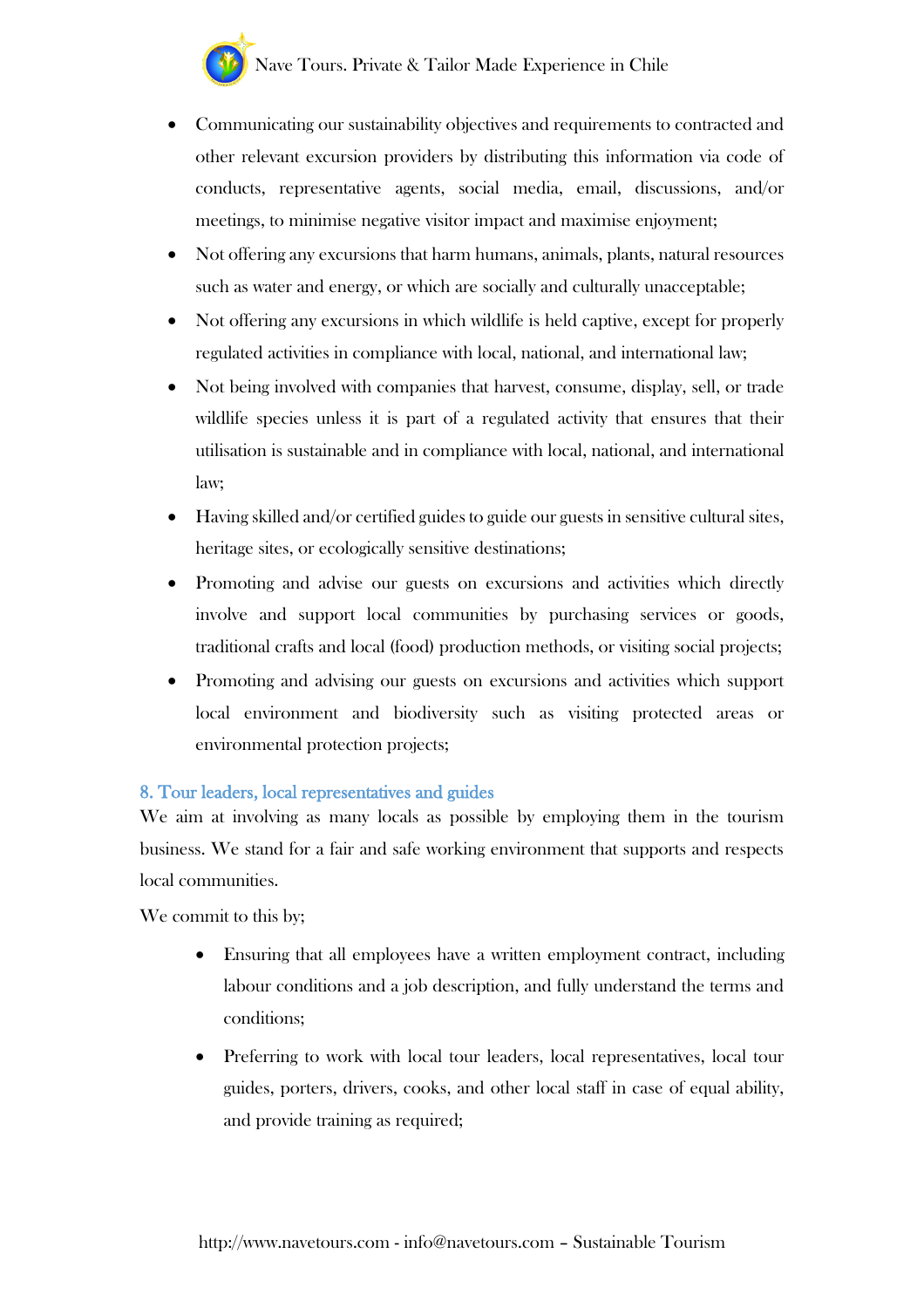- Communicating our sustainability objectives and requirements to contracted and other relevant excursion providers by distributing this information via code of conducts, representative agents, social media, email, discussions, and/or meetings, to minimise negative visitor impact and maximise enjoyment;
- Not offering any excursions that harm humans, animals, plants, natural resources such as water and energy, or which are socially and culturally unacceptable;
- Not offering any excursions in which wildlife is held captive, except for properly regulated activities in compliance with local, national, and international law;
- Not being involved with companies that harvest, consume, display, sell, or trade wildlife species unless it is part of a regulated activity that ensures that their utilisation is sustainable and in compliance with local, national, and international law;
- Having skilled and/or certified guides to guide our guests in sensitive cultural sites, heritage sites, or ecologically sensitive destinations;
- Promoting and advise our guests on excursions and activities which directly involve and support local communities by purchasing services or goods, traditional crafts and local (food) production methods, or visiting social projects;
- Promoting and advising our guests on excursions and activities which support local environment and biodiversity such as visiting protected areas or environmental protection projects;

## 8. Tour leaders, local representatives and guides

We aim at involving as many locals as possible by employing them in the tourism business. We stand for a fair and safe working environment that supports and respects local communities.

We commit to this by;

- Ensuring that all employees have a written employment contract, including labour conditions and a job description, and fully understand the terms and conditions;
- Preferring to work with local tour leaders, local representatives, local tour guides, porters, drivers, cooks, and other local staff in case of equal ability, and provide training as required;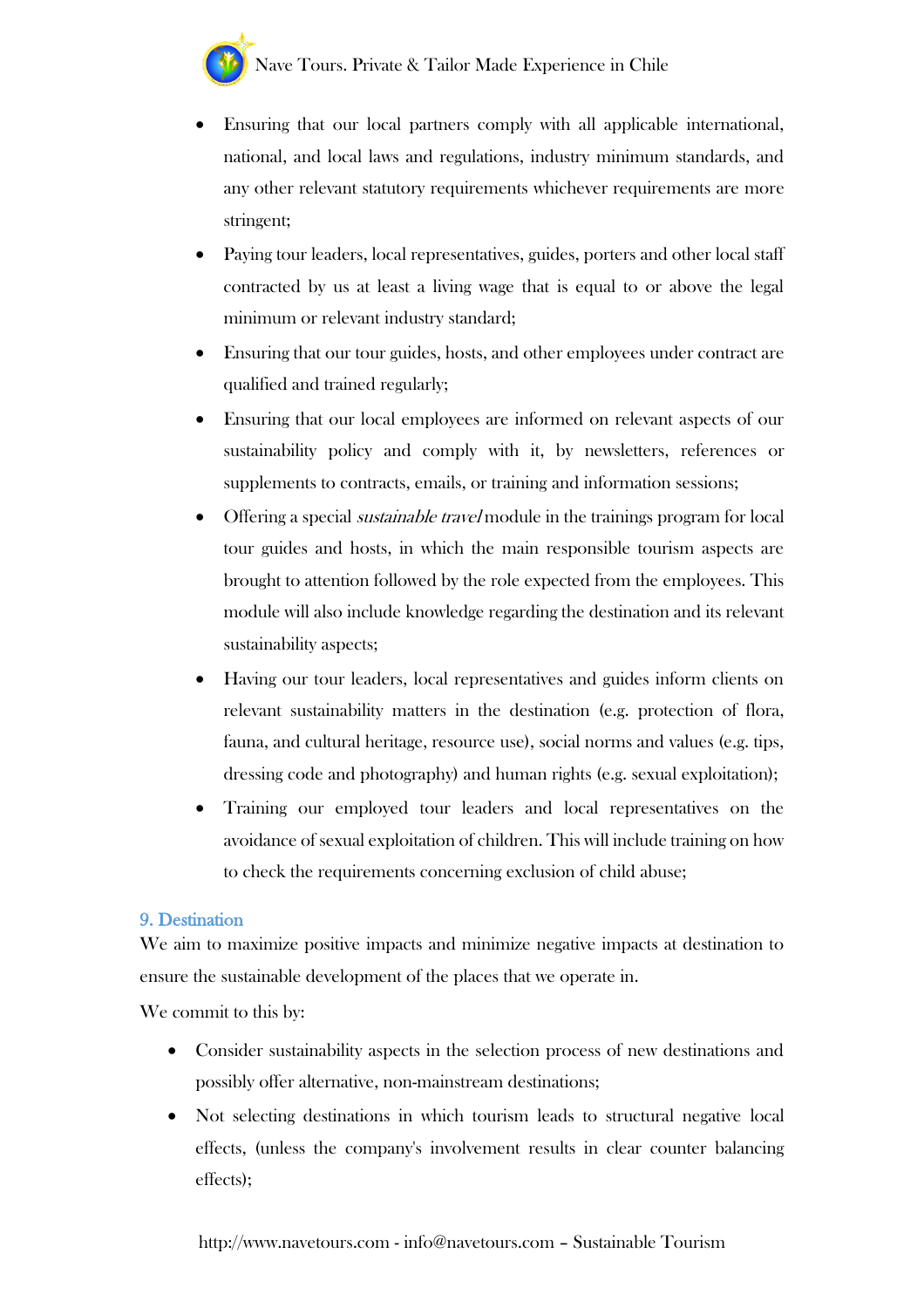- Ensuring that our local partners comply with all applicable international, national, and local laws and regulations, industry minimum standards, and any other relevant statutory requirements whichever requirements are more stringent;
- Paying tour leaders, local representatives, guides, porters and other local staff contracted by us at least a living wage that is equal to or above the legal minimum or relevant industry standard;
- Ensuring that our tour guides, hosts, and other employees under contract are qualified and trained regularly;
- Ensuring that our local employees are informed on relevant aspects of our sustainability policy and comply with it, by newsletters, references or supplements to contracts, emails, or training and information sessions;
- Offering a special *sustainable travel* module in the trainings program for local tour guides and hosts, in which the main responsible tourism aspects are brought to attention followed by the role expected from the employees. This module will also include knowledge regarding the destination and its relevant sustainability aspects;
- Having our tour leaders, local representatives and guides inform clients on relevant sustainability matters in the destination (e.g. protection of flora, fauna, and cultural heritage, resource use), social norms and values (e.g. tips, dressing code and photography) and human rights (e.g. sexual exploitation);
- Training our employed tour leaders and local representatives on the avoidance of sexual exploitation of children. This will include training on how to check the requirements concerning exclusion of child abuse;

## 9. Destination

We aim to maximize positive impacts and minimize negative impacts at destination to ensure the sustainable development of the places that we operate in.

We commit to this by:

- Consider sustainability aspects in the selection process of new destinations and possibly offer alternative, non-mainstream destinations;
- Not selecting destinations in which tourism leads to structural negative local effects, (unless the company's involvement results in clear counter balancing effects);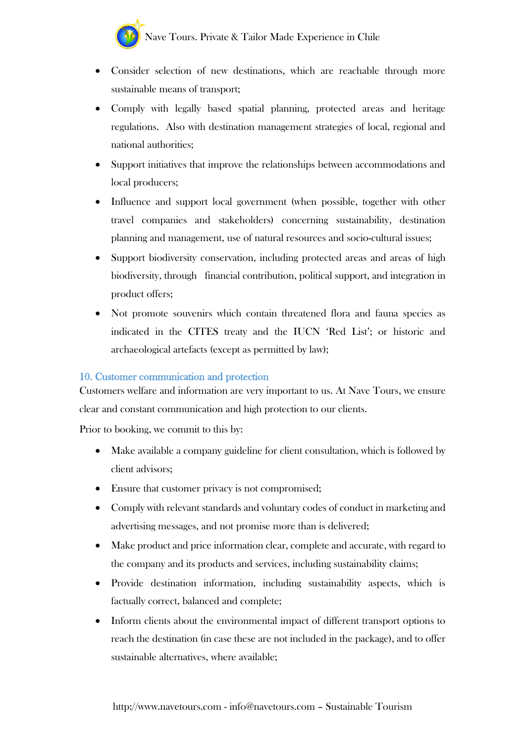- Consider selection of new destinations, which are reachable through more sustainable means of transport;
- Comply with legally based spatial planning, protected areas and heritage regulations. Also with destination management strategies of local, regional and national authorities;
- Support initiatives that improve the relationships between accommodations and local producers;
- Influence and support local government (when possible, together with other travel companies and stakeholders) concerning sustainability, destination planning and management, use of natural resources and socio-cultural issues;
- Support biodiversity conservation, including protected areas and areas of high biodiversity, through financial contribution, political support, and integration in product offers;
- Not promote souvenirs which contain threatened flora and fauna species as indicated in the CITES treaty and the IUCN 'Red List'; or historic and archaeological artefacts (except as permitted by law);

## 10. Customer communication and protection

Customers welfare and information are very important to us. At Nave Tours, we ensure clear and constant communication and high protection to our clients.

Prior to booking, we commit to this by:

- Make available a company guideline for client consultation, which is followed by client advisors;
- Ensure that customer privacy is not compromised;
- Comply with relevant standards and voluntary codes of conduct in marketing and advertising messages, and not promise more than is delivered;
- Make product and price information clear, complete and accurate, with regard to the company and its products and services, including sustainability claims;
- Provide destination information, including sustainability aspects, which is factually correct, balanced and complete;
- Inform clients about the environmental impact of different transport options to reach the destination (in case these are not included in the package), and to offer sustainable alternatives, where available;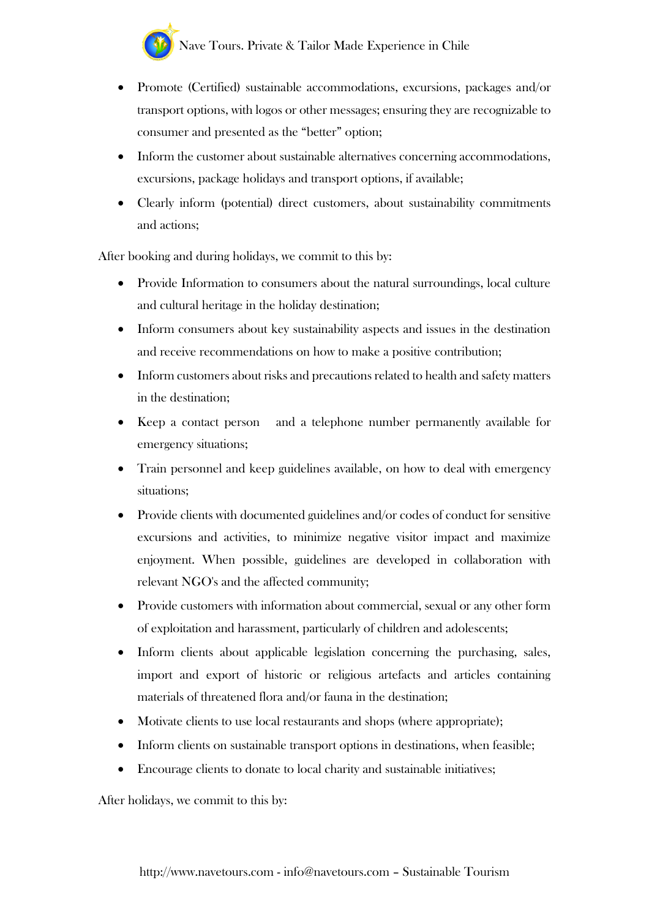- Promote (Certified) sustainable accommodations, excursions, packages and/or transport options, with logos or other messages; ensuring they are recognizable to consumer and presented as the "better" option;
- Inform the customer about sustainable alternatives concerning accommodations, excursions, package holidays and transport options, if available;
- Clearly inform (potential) direct customers, about sustainability commitments and actions;

After booking and during holidays, we commit to this by:

- Provide Information to consumers about the natural surroundings, local culture and cultural heritage in the holiday destination;
- Inform consumers about key sustainability aspects and issues in the destination and receive recommendations on how to make a positive contribution;
- Inform customers about risks and precautions related to health and safety matters in the destination;
- Keep a contact person and a telephone number permanently available for emergency situations;
- Train personnel and keep guidelines available, on how to deal with emergency situations;
- Provide clients with documented guidelines and/or codes of conduct for sensitive excursions and activities, to minimize negative visitor impact and maximize enjoyment. When possible, guidelines are developed in collaboration with relevant NGO's and the affected community;
- Provide customers with information about commercial, sexual or any other form of exploitation and harassment, particularly of children and adolescents;
- Inform clients about applicable legislation concerning the purchasing, sales, import and export of historic or religious artefacts and articles containing materials of threatened flora and/or fauna in the destination;
- Motivate clients to use local restaurants and shops (where appropriate);
- Inform clients on sustainable transport options in destinations, when feasible;
- Encourage clients to donate to local charity and sustainable initiatives;

After holidays, we commit to this by: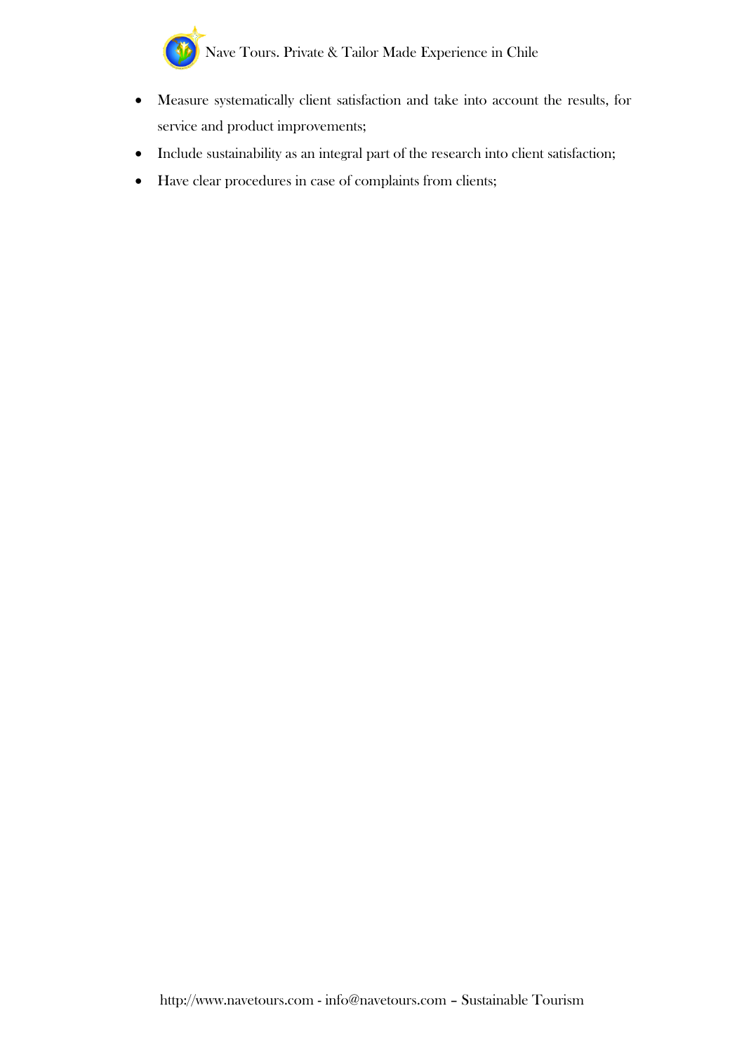- Measure systematically client satisfaction and take into account the results, for service and product improvements;
- Include sustainability as an integral part of the research into client satisfaction;
- Have clear procedures in case of complaints from clients;